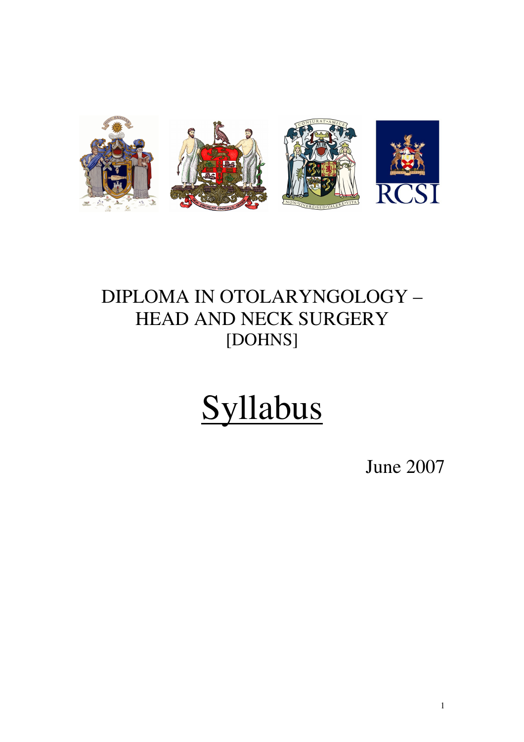# DIPLOMA IN OTOLARYNGOLOGY – HEAD AND NECK SURGERY [DOHNS]

# Syllabus

June 2007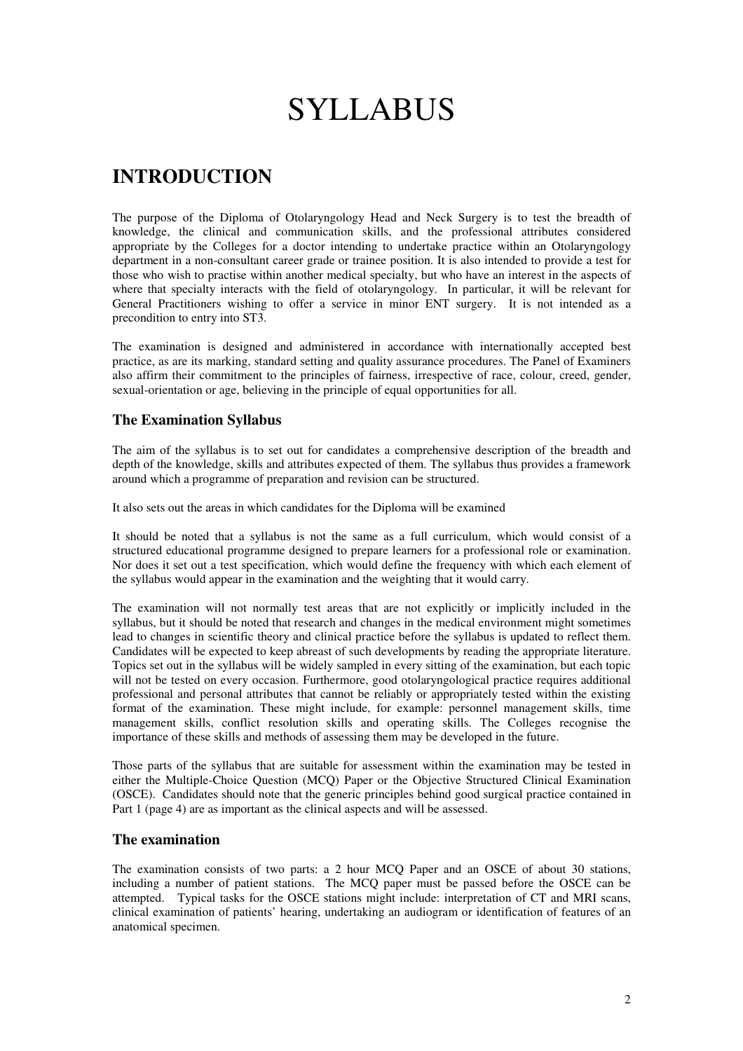# SYLLABUS

## INTRODUCTION

The purpose of the Diploma of Otolaryngology Head and Neck Surgery is to test the breadth of knowledge, the clinical and communication skills, and the professional attributes considered appropriate by the Colleges for a doctor intending to undertake practice within an Otolaryngology department in a non-consultant career grade or trainee position. It is also intended to provide a test for those who wish to practise within another medical specialty, but who have an interest in the aspects of where that specialty interacts with the field of otolaryngology. In particular, it will be relevant for General Practitioners wishing to offer a service in minor ENT surgery. It is not intended as a precondition to entry into ST3.

The examination is designed and administered in accordance with internationally accepted best practice, as are its marking, standard setting and quality assurance procedures. The Panel of Examiners also affirm their commitment to the principles of fairness, irrespective of race, colour, creed, gender, sexual-orientation or age, believing in the principle of equal opportunities for all.

### The Examination Syllabus

The aim of the syllabus is to set out for candidates a comprehensive description of the breadth and depth of the knowledge, skills and attributes expected of them. The syllabus thus provides a framework around which a programme of preparation and revision can be structured.

It also sets out the areas in which candidates for the Diploma will be examined

It should be noted that a syllabus is not the same as a full curriculum, which would consist of a structured educational programme designed to prepare learners for a professional role or examination. Nor does it set out a test specification, which would define the frequency with which each element of the syllabus would appear in the examination and the weighting that it would carry.

The examination will not normally test areas that are not explicitly or implicitly included in the syllabus, but it should be noted that research and changes in the medical environment might sometimes lead to changes in scientific theory and clinical practice before the syllabus is updated to reflect them. Candidates will be expected to keep abreast of such developments by reading the appropriate literature. Topics set out in the syllabus will be widely sampled in every sitting of the examination, but each topic will not be tested on every occasion. Furthermore, good otolaryngological practice requires additional professional and personal attributes that cannot be reliably or appropriately tested within the existing format of the examination. These might include, for example: personnel management skills, time management skills, conflict resolution skills and operating skills. The Colleges recognise the importance of these skills and methods of assessing them may be developed in the future.

Those parts of the syllabus that are suitable for assessment within the examination may be tested in either the Multiple-Choice Question (MCQ) Paper or the Objective Structured Clinical Examination (OSCE). Candidates should note that the generic principles behind good surgical practice contained in Part 1 (page 4) are as important as the clinical aspects and will be assessed.

### The examination

The examination consists of two parts: a 2 hour MCQ Paper and an OSCE of about 30 stations, including a number of patient stations. The MCQ paper must be passed before the OSCE can be attempted. Typical tasks for the OSCE stations might include: interpretation of CT and MRI scans, clinical examination of patients' hearing, undertaking an audiogram or identification of features of an anatomical specimen.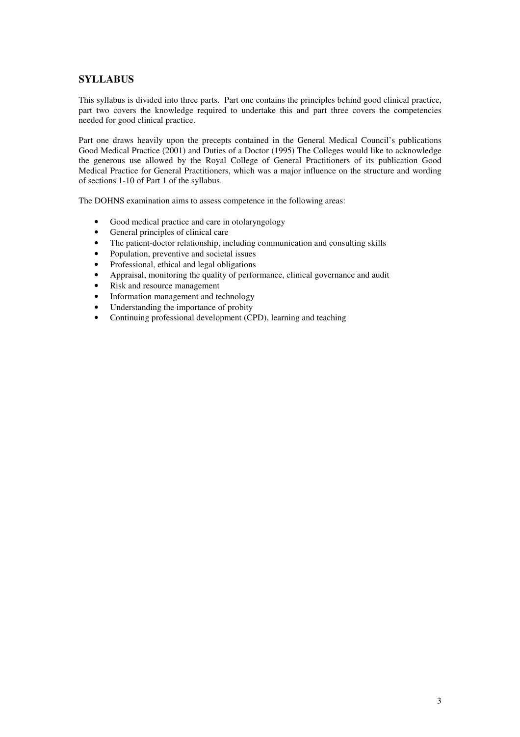## SYLLABUS

This syllabus is divided into three parts. Part one contains the principles behind good clinical practice, part two covers the knowledge required to undertake this and part three covers the competencies needed for good clinical practice.

Part one draws heavily upon the precepts contained in the General Medical Council's publications Good Medical Practice (2001) and Duties of a Doctor (1995) The Colleges would like to acknowledge the generous use allowed by the Royal College of General Practitioners of its publication Good Medical Practice for General Practitioners, which was a major influence on the structure and wording of sections 1-10 of Part 1 of the syllabus.

The DOHNS examination aims to assess competence in the following areas:

- Good medical practice and care in otolaryngology
- General principles of clinical care
- The patient-doctor relationship, including communication and consulting skills
- Population, preventive and societal issues
- Professional, ethical and legal obligations
- Appraisal, monitoring the quality of performance, clinical governance and audit
- Risk and resource management
- Information management and technology
- Understanding the importance of probity
- Continuing professional development (CPD), learning and teaching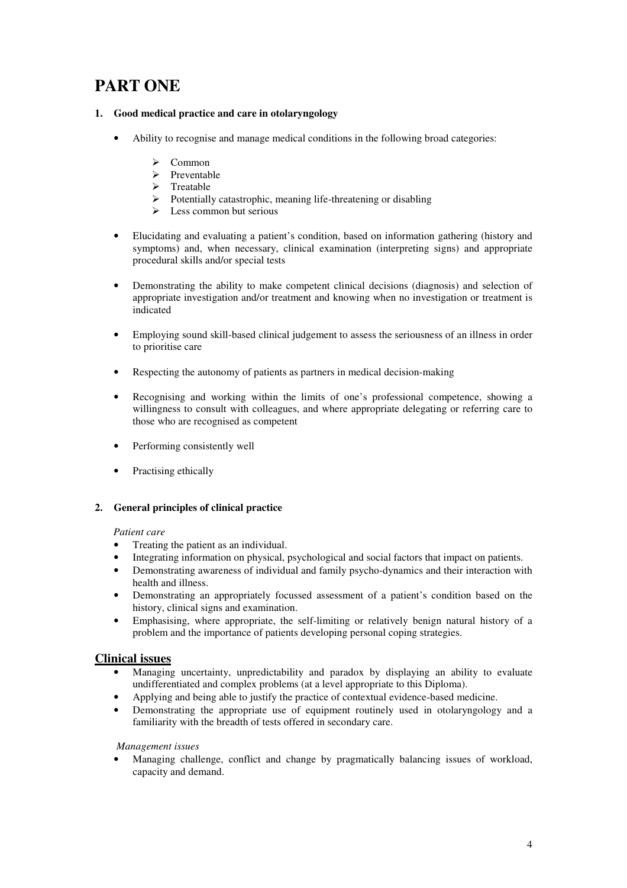# PART ONE

## 1. Good medical practice and care in otolaryngology

- Ability to recognise and manage medical conditions in the following broad categories:
  - Common
  - Preventable
  - Treatable
  - Potentially catastrophic, meaning life-threatening or disabling
  - Less common but serious

- Elucidating and evaluating a patient's condition, based on information gathering (history and symptoms) and, when necessary, clinical examination (interpreting signs) and appropriate procedural skills and/or special tests

- Demonstrating the ability to make competent clinical decisions (diagnosis) and selection of appropriate investigation and/or treatment and knowing when no investigation or treatment is indicated

- Employing sound skill-based clinical judgement to assess the seriousness of an illness in order to prioritise care

- Respecting the autonomy of patients as partners in medical decision-making

- Recognising and working within the limits of one's professional competence, showing a willingness to consult with colleagues, and where appropriate delegating or referring care to those who are recognised as competent

- Performing consistently well

- Practising ethically

## 2. General principles of clinical practice

*Patient care*

- Treating the patient as an individual.
- Integrating information on physical, psychological and social factors that impact on patients.
- Demonstrating awareness of individual and family psycho-dynamics and their interaction with health and illness.
- Demonstrating an appropriately focussed assessment of a patient's condition based on the history, clinical signs and examination.
- Emphasising, where appropriate, the self-limiting or relatively benign natural history of a problem and the importance of patients developing personal coping strategies.

## Clinical issues

- Managing uncertainty, unpredictability and paradox by displaying an ability to evaluate undifferentiated and complex problems (at a level appropriate to this Diploma).
- Applying and being able to justify the practice of contextual evidence-based medicine.
- Demonstrating the appropriate use of equipment routinely used in otolaryngology and a familiarity with the breadth of tests offered in secondary care.

*Management issues*

- Managing challenge, conflict and change by pragmatically balancing issues of workload, capacity and demand.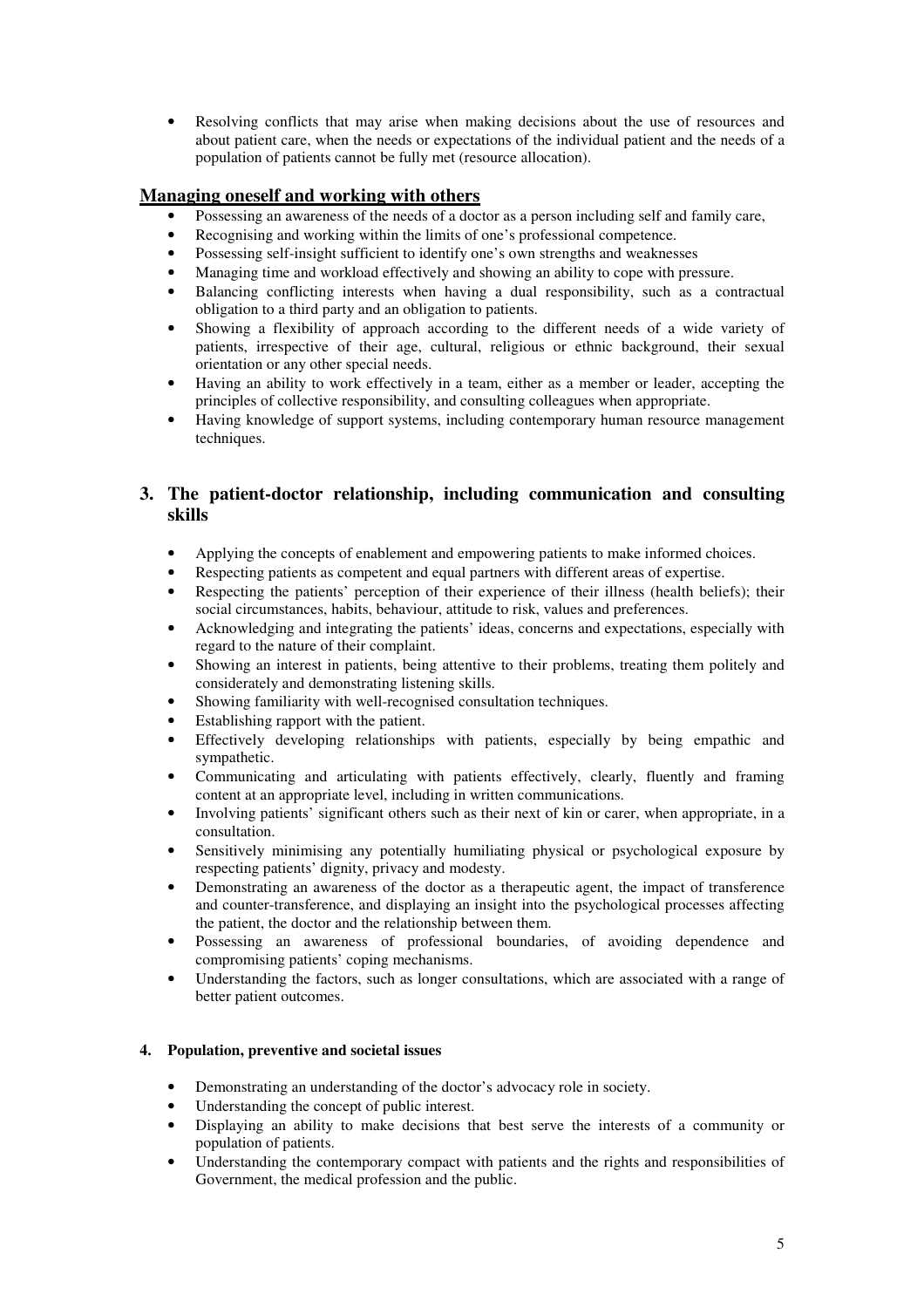- Resolving conflicts that may arise when making decisions about the use of resources and about patient care, when the needs or expectations of the individual patient and the needs of a population of patients cannot be fully met (resource allocation).

## Managing oneself and working with others

- Possessing an awareness of the needs of a doctor as a person including self and family care,
- Recognising and working within the limits of one's professional competence.
- Possessing self-insight sufficient to identify one's own strengths and weaknesses
- Managing time and workload effectively and showing an ability to cope with pressure.
- Balancing conflicting interests when having a dual responsibility, such as a contractual obligation to a third party and an obligation to patients.
- Showing a flexibility of approach according to the different needs of a wide variety of patients, irrespective of their age, cultural, religious or ethnic background, their sexual orientation or any other special needs.
- Having an ability to work effectively in a team, either as a member or leader, accepting the principles of collective responsibility, and consulting colleagues when appropriate.
- Having knowledge of support systems, including contemporary human resource management techniques.

## 3. The patient-doctor relationship, including communication and consulting skills

- Applying the concepts of enablement and empowering patients to make informed choices.
- Respecting patients as competent and equal partners with different areas of expertise.
- Respecting the patients' perception of their experience of their illness (health beliefs); their social circumstances, habits, behaviour, attitude to risk, values and preferences.
- Acknowledging and integrating the patients' ideas, concerns and expectations, especially with regard to the nature of their complaint.
- Showing an interest in patients, being attentive to their problems, treating them politely and considerately and demonstrating listening skills.
- Showing familiarity with well-recognised consultation techniques.
- Establishing rapport with the patient.
- Effectively developing relationships with patients, especially by being empathic and sympathetic.
- Communicating and articulating with patients effectively, clearly, fluently and framing content at an appropriate level, including in written communications.
- Involving patients' significant others such as their next of kin or carer, when appropriate, in a consultation.
- Sensitively minimising any potentially humiliating physical or psychological exposure by respecting patients' dignity, privacy and modesty.
- Demonstrating an awareness of the doctor as a therapeutic agent, the impact of transference and counter-transference, and displaying an insight into the psychological processes affecting the patient, the doctor and the relationship between them.
- Possessing an awareness of professional boundaries, of avoiding dependence and compromising patients' coping mechanisms.
- Understanding the factors, such as longer consultations, which are associated with a range of better patient outcomes.

#### 4. Population, preventive and societal issues

- Demonstrating an understanding of the doctor's advocacy role in society.
- Understanding the concept of public interest.
- Displaying an ability to make decisions that best serve the interests of a community or population of patients.
- Understanding the contemporary compact with patients and the rights and responsibilities of Government, the medical profession and the public.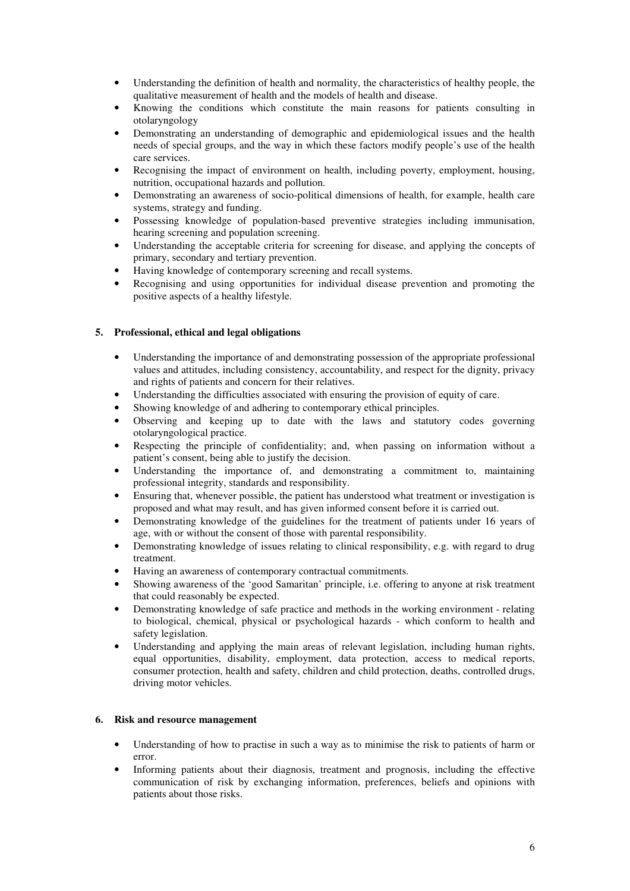- Understanding the definition of health and normality, the characteristics of healthy people, the qualitative measurement of health and the models of health and disease.
- Knowing the conditions which constitute the main reasons for patients consulting in otolaryngology
- Demonstrating an understanding of demographic and epidemiological issues and the health needs of special groups, and the way in which these factors modify people's use of the health care services.
- Recognising the impact of environment on health, including poverty, employment, housing, nutrition, occupational hazards and pollution.
- Demonstrating an awareness of socio-political dimensions of health, for example, health care systems, strategy and funding.
- Possessing knowledge of population-based preventive strategies including immunisation, hearing screening and population screening.
- Understanding the acceptable criteria for screening for disease, and applying the concepts of primary, secondary and tertiary prevention.
- Having knowledge of contemporary screening and recall systems.
- Recognising and using opportunities for individual disease prevention and promoting the positive aspects of a healthy lifestyle.

### 5. Professional, ethical and legal obligations

- Understanding the importance of and demonstrating possession of the appropriate professional values and attitudes, including consistency, accountability, and respect for the dignity, privacy and rights of patients and concern for their relatives.
- Understanding the difficulties associated with ensuring the provision of equity of care.
- Showing knowledge of and adhering to contemporary ethical principles.
- Observing and keeping up to date with the laws and statutory codes governing otolaryngological practice.
- Respecting the principle of confidentiality; and, when passing on information without a patient's consent, being able to justify the decision.
- Understanding the importance of, and demonstrating a commitment to, maintaining professional integrity, standards and responsibility.
- Ensuring that, whenever possible, the patient has understood what treatment or investigation is proposed and what may result, and has given informed consent before it is carried out.
- Demonstrating knowledge of the guidelines for the treatment of patients under 16 years of age, with or without the consent of those with parental responsibility.
- Demonstrating knowledge of issues relating to clinical responsibility, e.g. with regard to drug treatment.
- Having an awareness of contemporary contractual commitments.
- Showing awareness of the 'good Samaritan' principle, i.e. offering to anyone at risk treatment that could reasonably be expected.
- Demonstrating knowledge of safe practice and methods in the working environment - relating to biological, chemical, physical or psychological hazards - which conform to health and safety legislation.
- Understanding and applying the main areas of relevant legislation, including human rights, equal opportunities, disability, employment, data protection, access to medical reports, consumer protection, health and safety, children and child protection, deaths, controlled drugs, driving motor vehicles.

### 6. Risk and resource management

- Understanding of how to practise in such a way as to minimise the risk to patients of harm or error.
- Informing patients about their diagnosis, treatment and prognosis, including the effective communication of risk by exchanging information, preferences, beliefs and opinions with patients about those risks.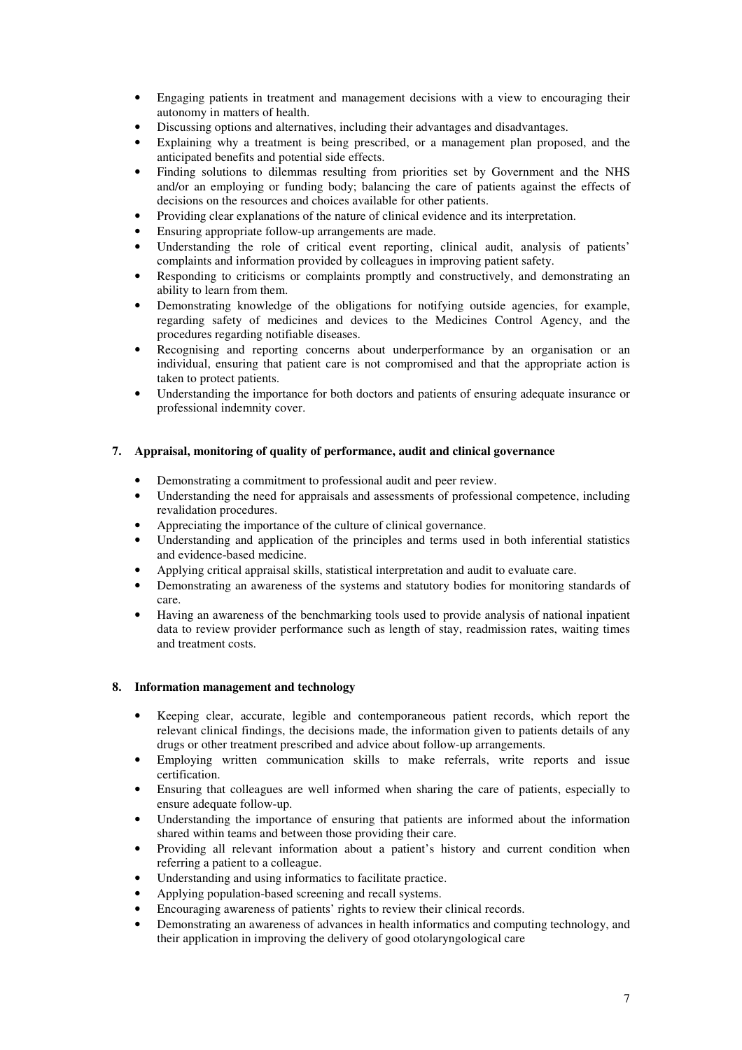- Engaging patients in treatment and management decisions with a view to encouraging their autonomy in matters of health.
- Discussing options and alternatives, including their advantages and disadvantages.
- Explaining why a treatment is being prescribed, or a management plan proposed, and the anticipated benefits and potential side effects.
- Finding solutions to dilemmas resulting from priorities set by Government and the NHS and/or an employing or funding body; balancing the care of patients against the effects of decisions on the resources and choices available for other patients.
- Providing clear explanations of the nature of clinical evidence and its interpretation.
- Ensuring appropriate follow-up arrangements are made.
- Understanding the role of critical event reporting, clinical audit, analysis of patients' complaints and information provided by colleagues in improving patient safety.
- Responding to criticisms or complaints promptly and constructively, and demonstrating an ability to learn from them.
- Demonstrating knowledge of the obligations for notifying outside agencies, for example, regarding safety of medicines and devices to the Medicines Control Agency, and the procedures regarding notifiable diseases.
- Recognising and reporting concerns about underperformance by an organisation or an individual, ensuring that patient care is not compromised and that the appropriate action is taken to protect patients.
- Understanding the importance for both doctors and patients of ensuring adequate insurance or professional indemnity cover.

### 7. Appraisal, monitoring of quality of performance, audit and clinical governance

- Demonstrating a commitment to professional audit and peer review.
- Understanding the need for appraisals and assessments of professional competence, including revalidation procedures.
- Appreciating the importance of the culture of clinical governance.
- Understanding and application of the principles and terms used in both inferential statistics and evidence-based medicine.
- Applying critical appraisal skills, statistical interpretation and audit to evaluate care.
- Demonstrating an awareness of the systems and statutory bodies for monitoring standards of care.
- Having an awareness of the benchmarking tools used to provide analysis of national inpatient data to review provider performance such as length of stay, readmission rates, waiting times and treatment costs.

### 8. Information management and technology

- Keeping clear, accurate, legible and contemporaneous patient records, which report the relevant clinical findings, the decisions made, the information given to patients details of any drugs or other treatment prescribed and advice about follow-up arrangements.
- Employing written communication skills to make referrals, write reports and issue certification.
- Ensuring that colleagues are well informed when sharing the care of patients, especially to ensure adequate follow-up.
- Understanding the importance of ensuring that patients are informed about the information shared within teams and between those providing their care.
- Providing all relevant information about a patient's history and current condition when referring a patient to a colleague.
- Understanding and using informatics to facilitate practice.
- Applying population-based screening and recall systems.
- Encouraging awareness of patients' rights to review their clinical records.
- Demonstrating an awareness of advances in health informatics and computing technology, and their application in improving the delivery of good otolaryngological care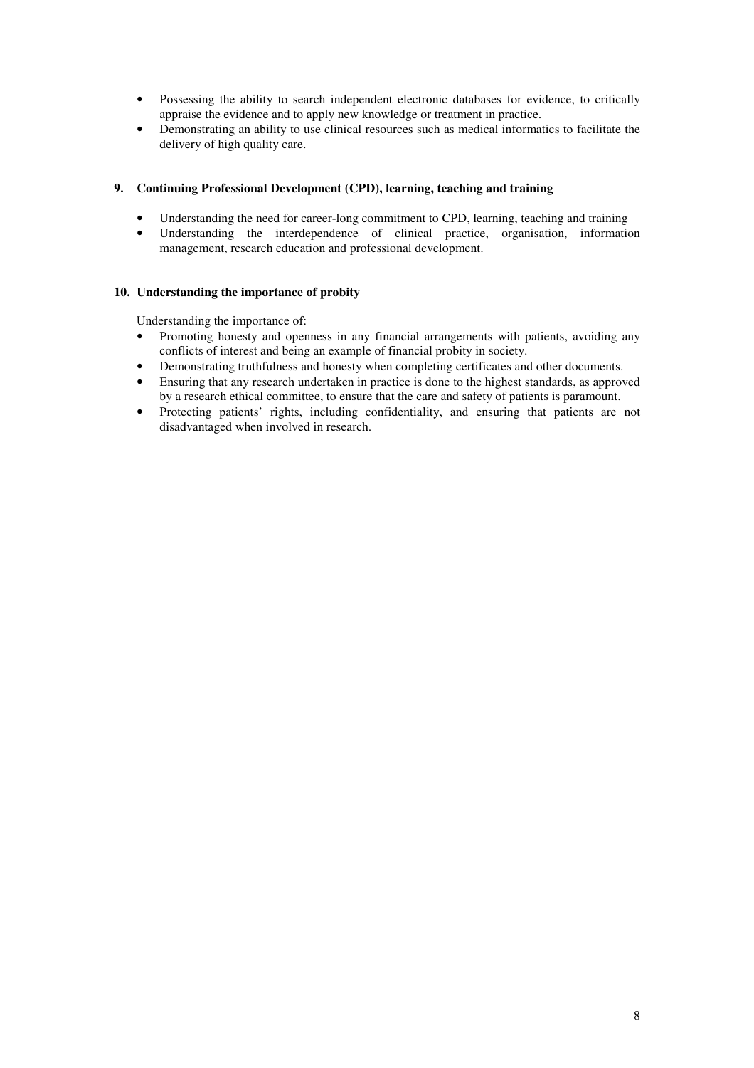- Possessing the ability to search independent electronic databases for evidence, to critically appraise the evidence and to apply new knowledge or treatment in practice.
- Demonstrating an ability to use clinical resources such as medical informatics to facilitate the delivery of high quality care.

**9. Continuing Professional Development (CPD), learning, teaching and training**

- Understanding the need for career-long commitment to CPD, learning, teaching and training
- Understanding the interdependence of clinical practice, organisation, information management, research education and professional development.

**10. Understanding the importance of probity**

Understanding the importance of:

- Promoting honesty and openness in any financial arrangements with patients, avoiding any conflicts of interest and being an example of financial probity in society.
- Demonstrating truthfulness and honesty when completing certificates and other documents.
- Ensuring that any research undertaken in practice is done to the highest standards, as approved by a research ethical committee, to ensure that the care and safety of patients is paramount.
- Protecting patients' rights, including confidentiality, and ensuring that patients are not disadvantaged when involved in research.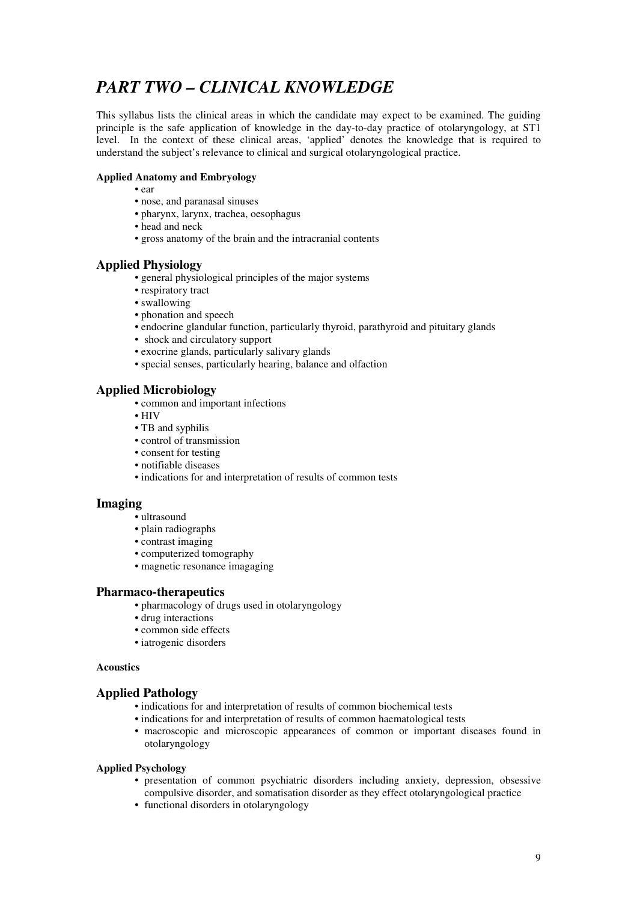# *PART TWO – CLINICAL KNOWLEDGE*

This syllabus lists the clinical areas in which the candidate may expect to be examined. The guiding principle is the safe application of knowledge in the day-to-day practice of otolaryngology, at ST1 level. In the context of these clinical areas, 'applied' denotes the knowledge that is required to understand the subject's relevance to clinical and surgical otolaryngological practice.

#### Applied Anatomy and Embryology

- ear
- nose, and paranasal sinuses
- pharynx, larynx, trachea, oesophagus
- head and neck
- gross anatomy of the brain and the intracranial contents

## Applied Physiology

- general physiological principles of the major systems
- respiratory tract
- swallowing
- phonation and speech
- endocrine glandular function, particularly thyroid, parathyroid and pituitary glands
- shock and circulatory support
- exocrine glands, particularly salivary glands
- special senses, particularly hearing, balance and olfaction

## Applied Microbiology

- common and important infections
- HIV
- TB and syphilis
- control of transmission
- consent for testing
- notifiable diseases
- indications for and interpretation of results of common tests

## Imaging

- ultrasound
- plain radiographs
- contrast imaging
- computerized tomography
- magnetic resonance imagaging

## Pharmaco-therapeutics

- pharmacology of drugs used in otolaryngology
- drug interactions
- common side effects
- iatrogenic disorders

#### Acoustics

## Applied Pathology

- indications for and interpretation of results of common biochemical tests
- indications for and interpretation of results of common haematological tests
- macroscopic and microscopic appearances of common or important diseases found in otolaryngology

#### Applied Psychology

- presentation of common psychiatric disorders including anxiety, depression, obsessive compulsive disorder, and somatisation disorder as they effect otolaryngological practice
- functional disorders in otolaryngology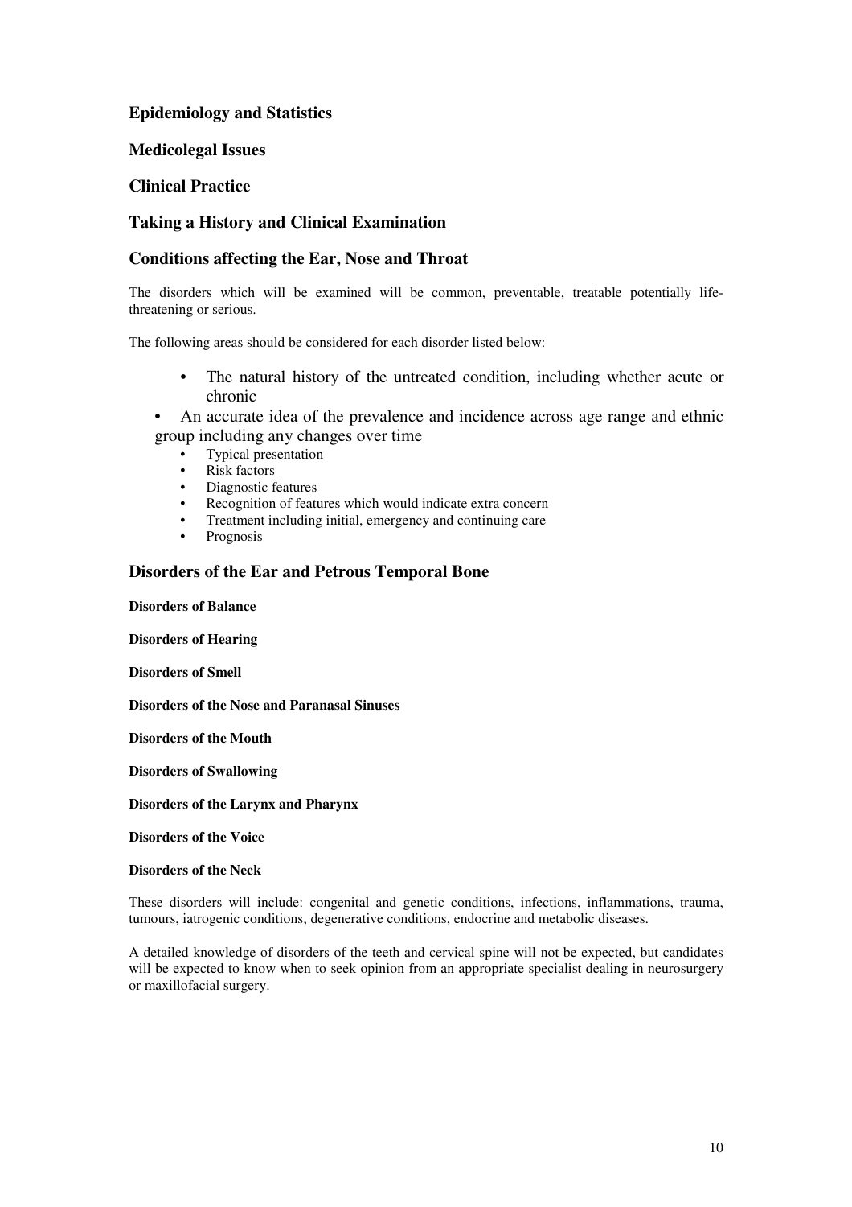## Epidemiology and Statistics

## Medicolegal Issues

## Clinical Practice

## Taking a History and Clinical Examination

## Conditions affecting the Ear, Nose and Throat

The disorders which will be examined will be common, preventable, treatable potentially life-threatening or serious.

The following areas should be considered for each disorder listed below:

- The natural history of the untreated condition, including whether acute or chronic
- An accurate idea of the prevalence and incidence across age range and ethnic group including any changes over time
- Typical presentation
- Risk factors
- Diagnostic features
- Recognition of features which would indicate extra concern
- Treatment including initial, emergency and continuing care
- Prognosis

## Disorders of the Ear and Petrous Temporal Bone

**Disorders of Balance**

**Disorders of Hearing**

**Disorders of Smell**

**Disorders of the Nose and Paranasal Sinuses**

**Disorders of the Mouth**

**Disorders of Swallowing**

**Disorders of the Larynx and Pharynx**

**Disorders of the Voice**

**Disorders of the Neck**

These disorders will include: congenital and genetic conditions, infections, inflammations, trauma, tumours, iatrogenic conditions, degenerative conditions, endocrine and metabolic diseases.

A detailed knowledge of disorders of the teeth and cervical spine will not be expected, but candidates will be expected to know when to seek opinion from an appropriate specialist dealing in neurosurgery or maxillofacial surgery.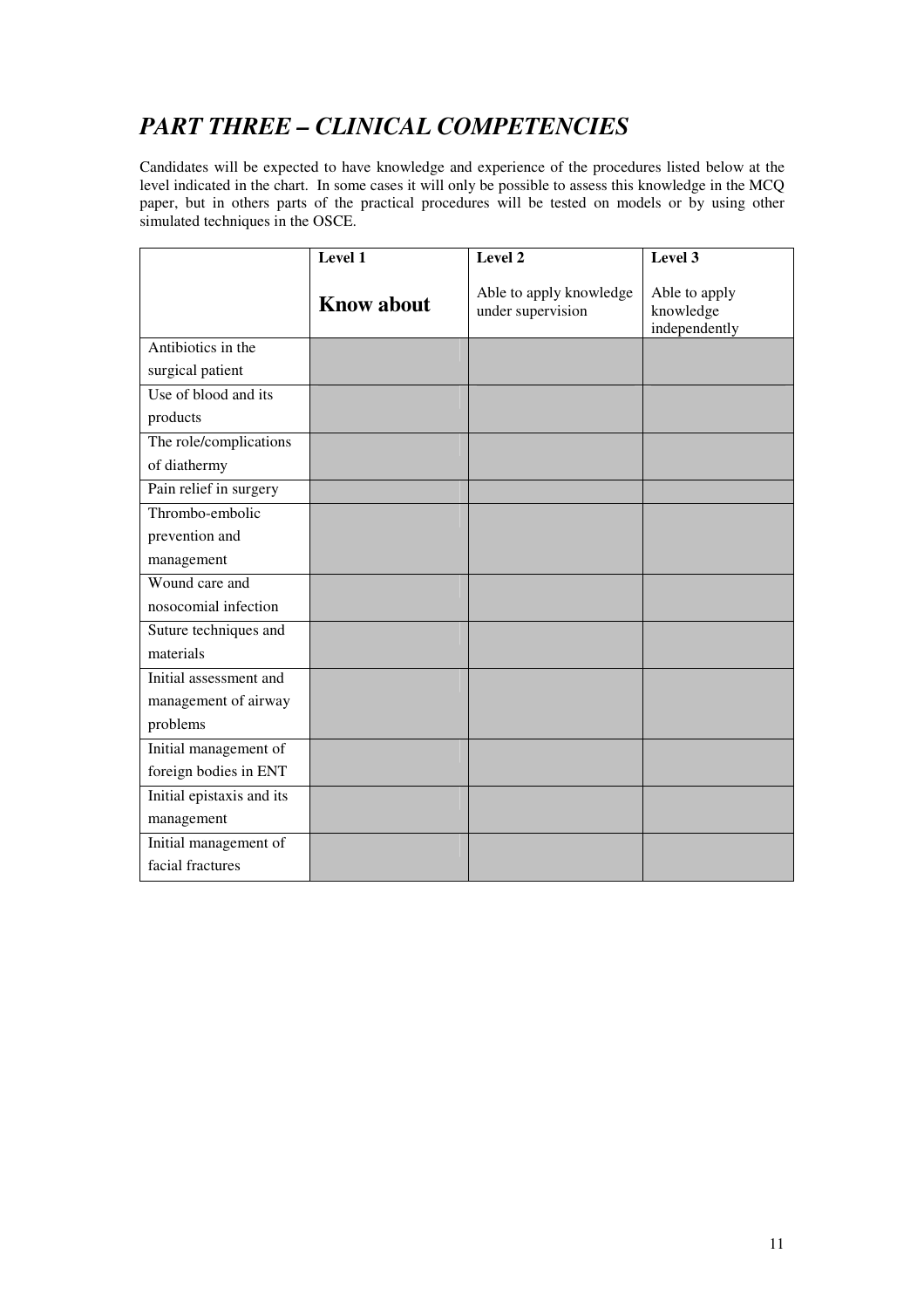## *PART THREE – CLINICAL COMPETENCIES*

Candidates will be expected to have knowledge and experience of the procedures listed below at the level indicated in the chart. In some cases it will only be possible to assess this knowledge in the MCQ paper, but in others parts of the practical procedures will be tested on models or by using other simulated techniques in the OSCE.

| | **Level 1**<br>**Know about** | **Level 2**<br>Able to apply knowledge under supervision | **Level 3**<br>Able to apply knowledge independently |
|---|---|---|---|
| Antibiotics in the surgical patient | | | |
| Use of blood and its products | | | |
| The role/complications of diathermy | | | |
| Pain relief in surgery | | | |
| Thrombo-embolic prevention and management | | | |
| Wound care and nosocomial infection | | | |
| Suture techniques and materials | | | |
| Initial assessment and management of airway problems | | | |
| Initial management of foreign bodies in ENT | | | |
| Initial epistaxis and its management | | | |
| Initial management of facial fractures | | | |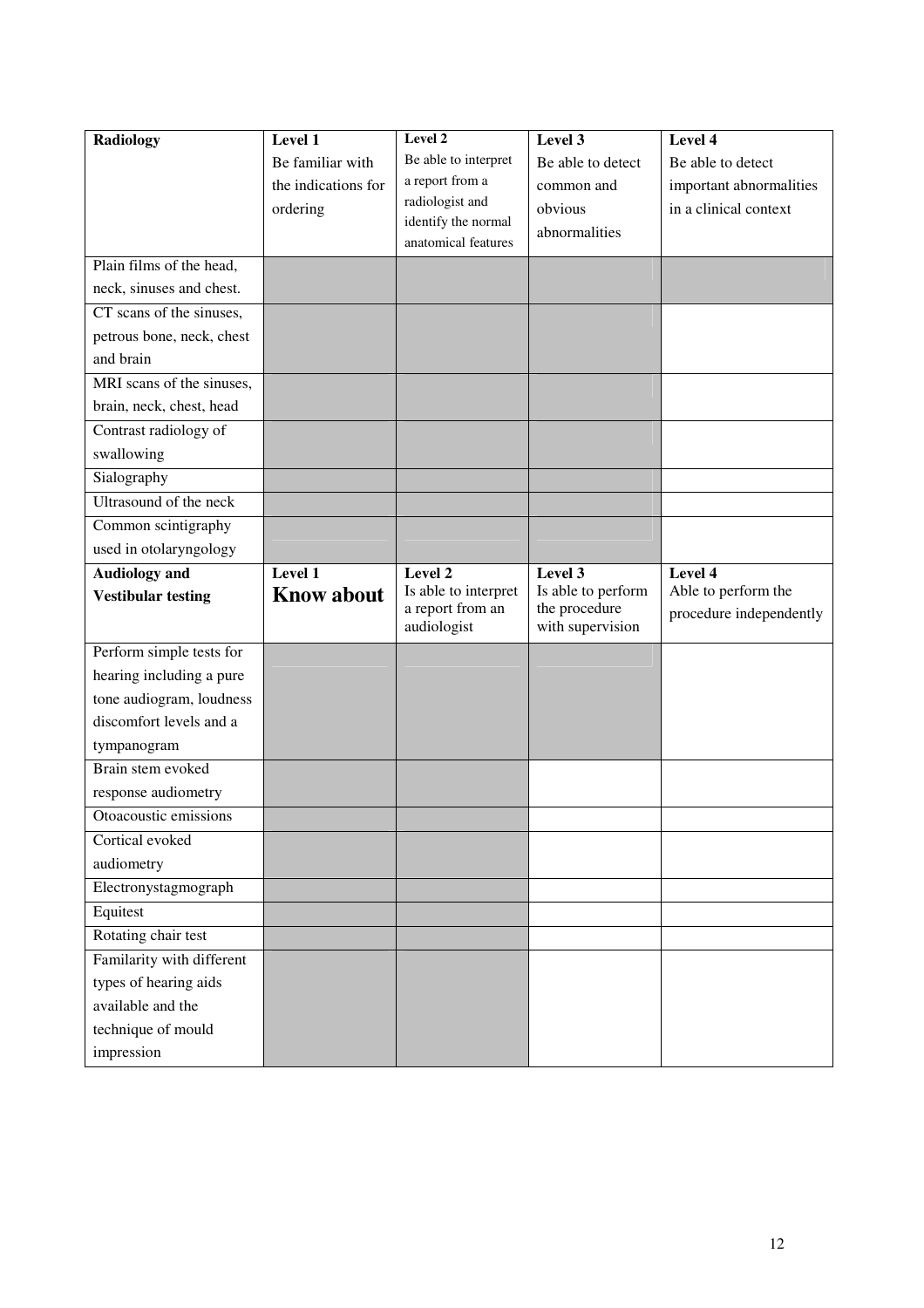| Radiology | Level 1<br>Be familiar with the indications for ordering | Level 2<br>Be able to interpret a report from a radiologist and identify the normal anatomical features | Level 3<br>Be able to detect common and obvious abnormalities | Level 4<br>Be able to detect important abnormalities in a clinical context |
|---|---|---|---|---|
| Plain films of the head, neck, sinuses and chest. | | | | |
| CT scans of the sinuses, petrous bone, neck, chest and brain | | | | |
| MRI scans of the sinuses, brain, neck, chest, head | | | | |
| Contrast radiology of swallowing | | | | |
| Sialography | | | | |
| Ultrasound of the neck | | | | |
| Common scintigraphy used in otolaryngology | | | | |
| **Audiology and Vestibular testing** | **Level 1**<br>**Know about** | **Level 2**<br>Is able to interpret a report from an audiologist | **Level 3**<br>Is able to perform the procedure with supervision | **Level 4**<br>Able to perform the procedure independently |
| Perform simple tests for hearing including a pure tone audiogram, loudness discomfort levels and a tympanogram | | | | |
| Brain stem evoked response audiometry | | | | |
| Otoacoustic emissions | | | | |
| Cortical evoked audiometry | | | | |
| Electronystagmograph | | | | |
| Equitest | | | | |
| Rotating chair test | | | | |
| Familarity with different types of hearing aids available and the technique of mould impression | | | | |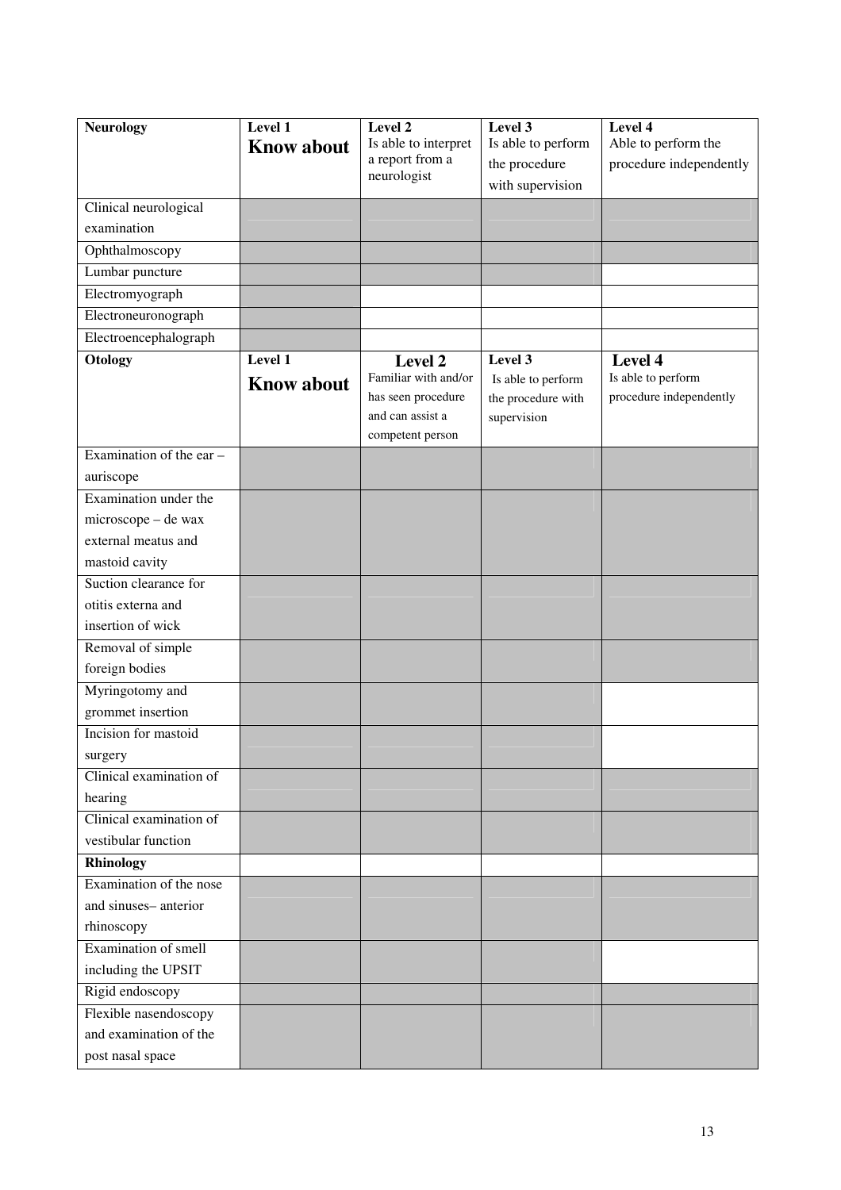| Neurology | Level 1 **Know about** | Level 2 Is able to interpret a report from a neurologist | Level 3 Is able to perform the procedure with supervision | Level 4 Able to perform the procedure independently |
|---|---|---|---|---|
| Clinical neurological examination | | | | |
| Ophthalmoscopy | | | | |
| Lumbar puncture | | | | |
| Electromyograph | | | | |
| Electroneuronograph | | | | |
| Electroencephalograph | | | | |
| **Otology** | **Level 1** **Know about** | **Level 2** Familiar with and/or has seen procedure and can assist a competent person | **Level 3** Is able to perform the procedure with supervision | **Level 4** Is able to perform procedure independently |
| Examination of the ear – auriscope | | | | |
| Examination under the microscope – de wax external meatus and mastoid cavity | | | | |
| Suction clearance for otitis externa and insertion of wick | | | | |
| Removal of simple foreign bodies | | | | |
| Myringotomy and grommet insertion | | | | |
| Incision for mastoid surgery | | | | |
| Clinical examination of hearing | | | | |
| Clinical examination of vestibular function | | | | |
| **Rhinology** | | | | |
| Examination of the nose and sinuses– anterior rhinoscopy | | | | |
| Examination of smell including the UPSIT | | | | |
| Rigid endoscopy | | | | |
| Flexible nasendoscopy and examination of the post nasal space | | | | |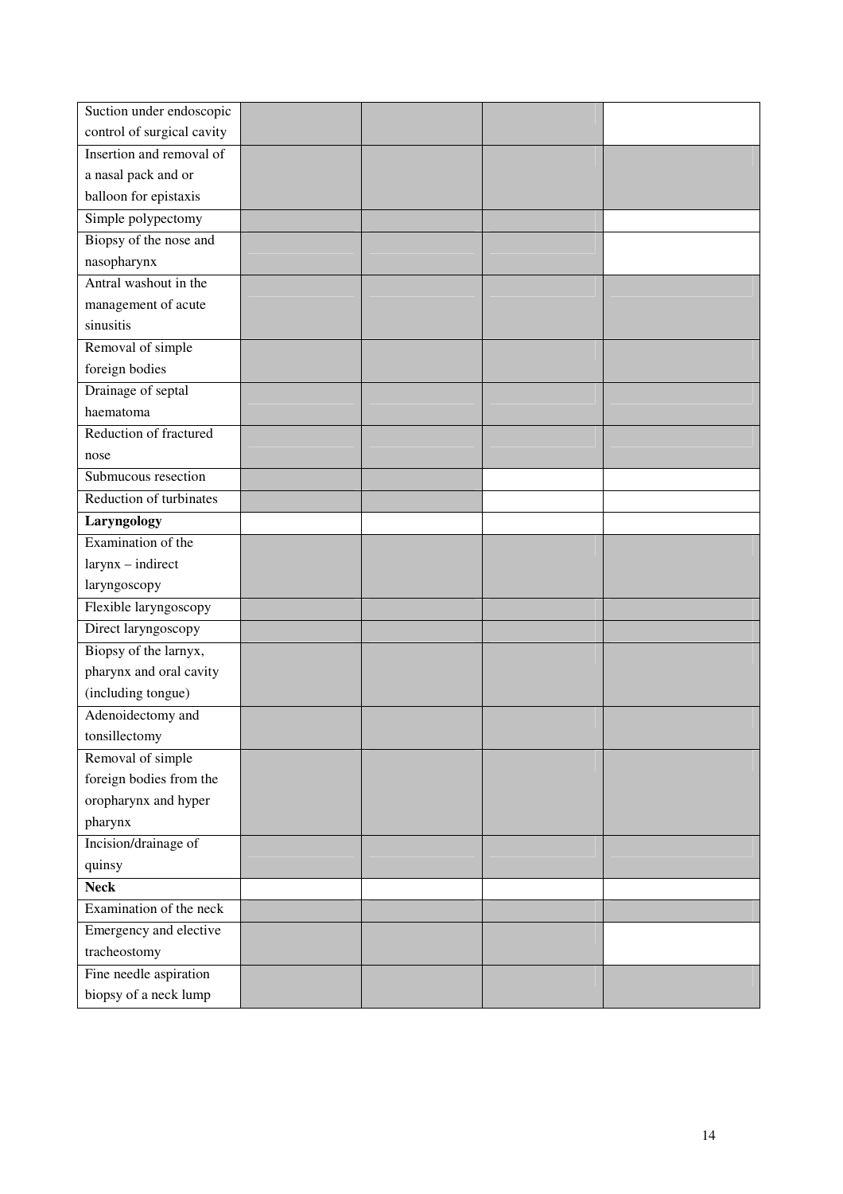| | | | | |
|---|---|---|---|---|
| Suction under endoscopic control of surgical cavity | | | | |
| Insertion and removal of a nasal pack and or balloon for epistaxis | | | | |
| Simple polypectomy | | | | |
| Biopsy of the nose and nasopharynx | | | | |
| Antral washout in the management of acute sinusitis | | | | |
| Removal of simple foreign bodies | | | | |
| Drainage of septal haematoma | | | | |
| Reduction of fractured nose | | | | |
| Submucous resection | | | | |
| Reduction of turbinates | | | | |
| **Laryngology** | | | | |
| Examination of the larynx – indirect laryngoscopy | | | | |
| Flexible laryngoscopy | | | | |
| Direct laryngoscopy | | | | |
| Biopsy of the larnyx, pharynx and oral cavity (including tongue) | | | | |
| Adenoidectomy and tonsillectomy | | | | |
| Removal of simple foreign bodies from the oropharynx and hyper pharynx | | | | |
| Incision/drainage of quinsy | | | | |
| **Neck** | | | | |
| Examination of the neck | | | | |
| Emergency and elective tracheostomy | | | | |
| Fine needle aspiration biopsy of a neck lump | | | | |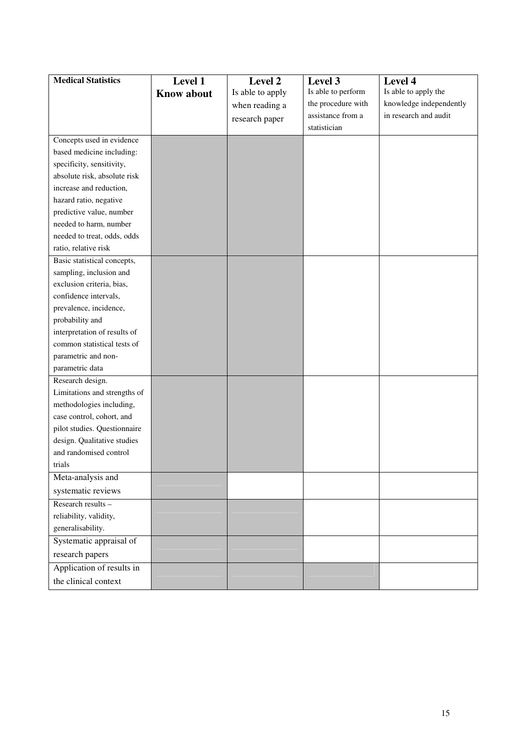| Medical Statistics | Level 1<br>**Know about** | Level 2<br>Is able to apply when reading a research paper | Level 3<br>Is able to perform the procedure with assistance from a statistician | Level 4<br>Is able to apply the knowledge independently in research and audit |
|---|---|---|---|---|
| Concepts used in evidence based medicine including: specificity, sensitivity, absolute risk, absolute risk increase and reduction, hazard ratio, negative predictive value, number needed to harm, number needed to treat, odds, odds ratio, relative risk | | | | |
| Basic statistical concepts, sampling, inclusion and exclusion criteria, bias, confidence intervals, prevalence, incidence, probability and interpretation of results of common statistical tests of parametric and non-parametric data | | | | |
| Research design. Limitations and strengths of methodologies including, case control, cohort, and pilot studies. Questionnaire design. Qualitative studies and randomised control trials | | | | |
| Meta-analysis and systematic reviews | | | | |
| Research results – reliability, validity, generalisability. | | | | |
| Systematic appraisal of research papers | | | | |
| Application of results in the clinical context | | | | |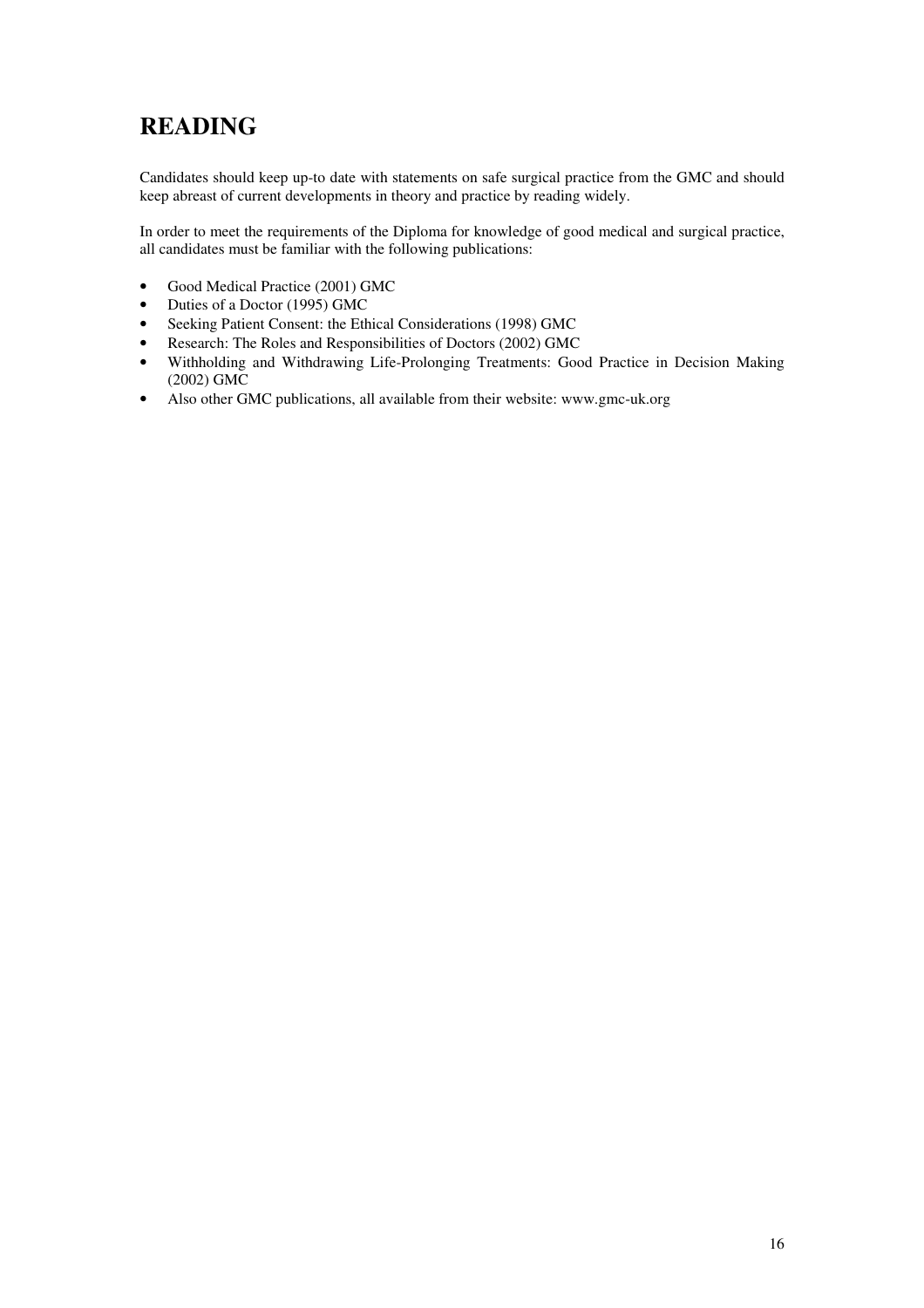# READING

Candidates should keep up-to date with statements on safe surgical practice from the GMC and should keep abreast of current developments in theory and practice by reading widely.

In order to meet the requirements of the Diploma for knowledge of good medical and surgical practice, all candidates must be familiar with the following publications:

- Good Medical Practice (2001) GMC
- Duties of a Doctor (1995) GMC
- Seeking Patient Consent: the Ethical Considerations (1998) GMC
- Research: The Roles and Responsibilities of Doctors (2002) GMC
- Withholding and Withdrawing Life-Prolonging Treatments: Good Practice in Decision Making (2002) GMC
- Also other GMC publications, all available from their website: www.gmc-uk.org